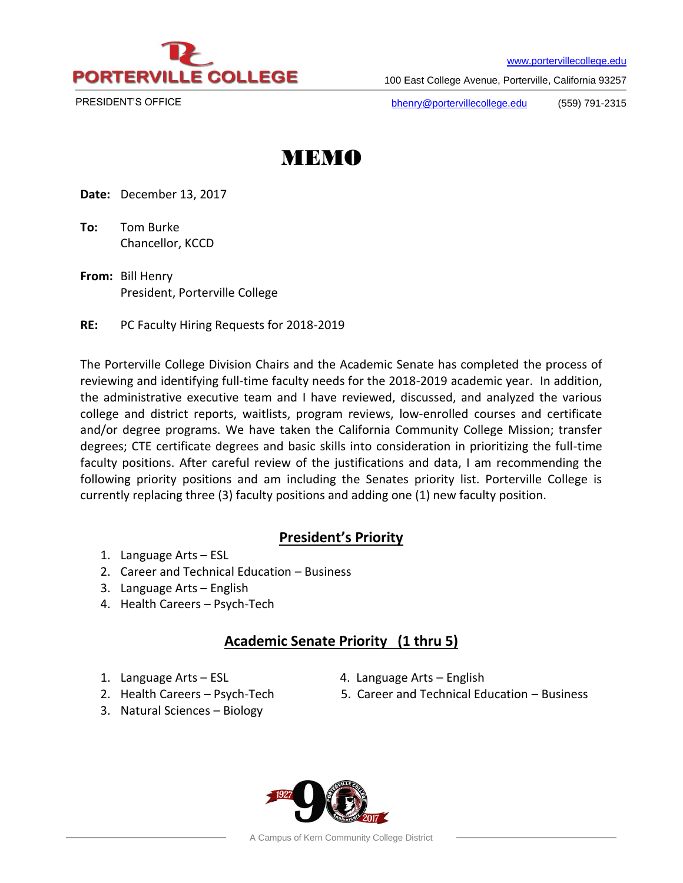PORTERVILLE COLLEGE

PRESIDENT'S OFFICE

www.portervillecollege.edu

100 East College Avenue, Porterville, California 93257

bhenry@portervillecollege.edu (559) 791-2315

# MEMO

**Date:** December 13, 2017

**To:** Tom Burke
Chancellor, KCCD

**From:** Bill Henry
President, Porterville College

**RE:** PC Faculty Hiring Requests for 2018-2019

The Porterville College Division Chairs and the Academic Senate has completed the process of reviewing and identifying full-time faculty needs for the 2018-2019 academic year. In addition, the administrative executive team and I have reviewed, discussed, and analyzed the various college and district reports, waitlists, program reviews, low-enrolled courses and certificate and/or degree programs. We have taken the California Community College Mission; transfer degrees; CTE certificate degrees and basic skills into consideration in prioritizing the full-time faculty positions. After careful review of the justifications and data, I am recommending the following priority positions and am including the Senates priority list. Porterville College is currently replacing three (3) faculty positions and adding one (1) new faculty position.

## President's Priority

1. Language Arts – ESL
2. Career and Technical Education – Business
3. Language Arts – English
4. Health Careers – Psych-Tech

## Academic Senate Priority (1 thru 5)

1. Language Arts – ESL
2. Health Careers – Psych-Tech
3. Natural Sciences – Biology
4. Language Arts – English
5. Career and Technical Education – Business

A Campus of Kern Community College District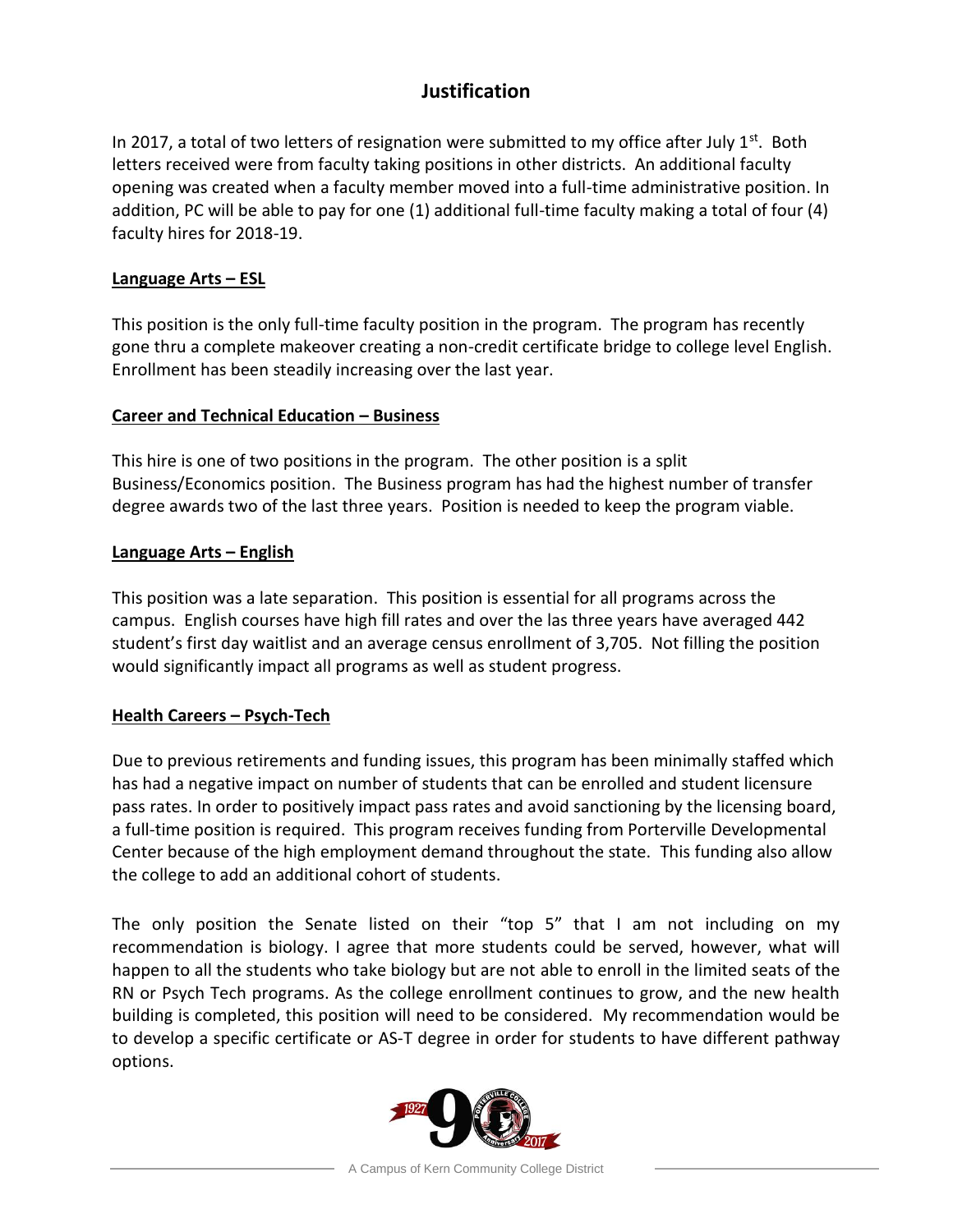# Justification

In 2017, a total of two letters of resignation were submitted to my office after July 1st. Both letters received were from faculty taking positions in other districts. An additional faculty opening was created when a faculty member moved into a full-time administrative position. In addition, PC will be able to pay for one (1) additional full-time faculty making a total of four (4) faculty hires for 2018-19.

**Language Arts – ESL**

This position is the only full-time faculty position in the program. The program has recently gone thru a complete makeover creating a non-credit certificate bridge to college level English. Enrollment has been steadily increasing over the last year.

**Career and Technical Education – Business**

This hire is one of two positions in the program. The other position is a split Business/Economics position. The Business program has had the highest number of transfer degree awards two of the last three years. Position is needed to keep the program viable.

**Language Arts – English**

This position was a late separation. This position is essential for all programs across the campus. English courses have high fill rates and over the las three years have averaged 442 student's first day waitlist and an average census enrollment of 3,705. Not filling the position would significantly impact all programs as well as student progress.

**Health Careers – Psych-Tech**

Due to previous retirements and funding issues, this program has been minimally staffed which has had a negative impact on number of students that can be enrolled and student licensure pass rates. In order to positively impact pass rates and avoid sanctioning by the licensing board, a full-time position is required. This program receives funding from Porterville Developmental Center because of the high employment demand throughout the state. This funding also allow the college to add an additional cohort of students.

The only position the Senate listed on their "top 5" that I am not including on my recommendation is biology. I agree that more students could be served, however, what will happen to all the students who take biology but are not able to enroll in the limited seats of the RN or Psych Tech programs. As the college enrollment continues to grow, and the new health building is completed, this position will need to be considered. My recommendation would be to develop a specific certificate or AS-T degree in order for students to have different pathway options.